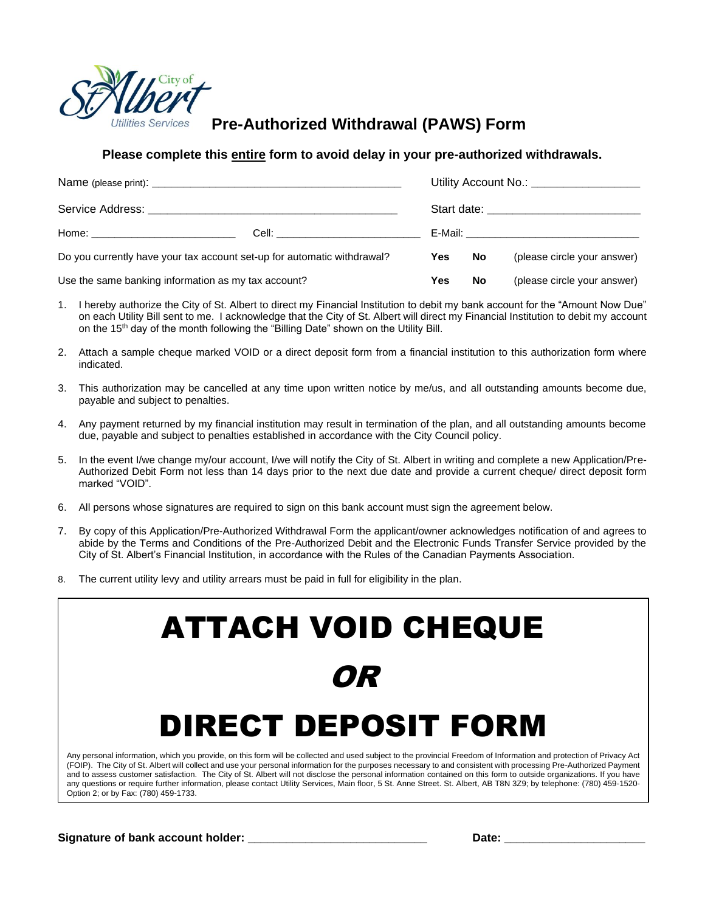City of St. Albert Utilities Services

# Pre-Authorized Withdrawal (PAWS) Form

**Please complete this entire form to avoid delay in your pre-authorized withdrawals.**

Name (please print): ________________________________________ Utility Account No.: _________________

Service Address: ________________________________________ Start date: ________________________

Home: ________________________ Cell: ________________________ E-Mail: ____________________________

Do you currently have your tax account set-up for automatic withdrawal? **Yes** **No** (please circle your answer)

Use the same banking information as my tax account? **Yes** **No** (please circle your answer)

1. I hereby authorize the City of St. Albert to direct my Financial Institution to debit my bank account for the "Amount Now Due" on each Utility Bill sent to me. I acknowledge that the City of St. Albert will direct my Financial Institution to debit my account on the 15th day of the month following the "Billing Date" shown on the Utility Bill.
2. Attach a sample cheque marked VOID or a direct deposit form from a financial institution to this authorization form where indicated.
3. This authorization may be cancelled at any time upon written notice by me/us, and all outstanding amounts become due, payable and subject to penalties.
4. Any payment returned by my financial institution may result in termination of the plan, and all outstanding amounts become due, payable and subject to penalties established in accordance with the City Council policy.
5. In the event I/we change my/our account, I/we will notify the City of St. Albert in writing and complete a new Application/Pre-Authorized Debit Form not less than 14 days prior to the next due date and provide a current cheque/ direct deposit form marked "VOID".
6. All persons whose signatures are required to sign on this bank account must sign the agreement below.
7. By copy of this Application/Pre-Authorized Withdrawal Form the applicant/owner acknowledges notification of and agrees to abide by the Terms and Conditions of the Pre-Authorized Debit and the Electronic Funds Transfer Service provided by the City of St. Albert's Financial Institution, in accordance with the Rules of the Canadian Payments Association.
8. The current utility levy and utility arrears must be paid in full for eligibility in the plan.

# ATTACH VOID CHEQUE

# *OR*

# DIRECT DEPOSIT FORM

Any personal information, which you provide, on this form will be collected and used subject to the provincial Freedom of Information and protection of Privacy Act (FOIP). The City of St. Albert will collect and use your personal information for the purposes necessary to and consistent with processing Pre-Authorized Payment and to assess customer satisfaction. The City of St. Albert will not disclose the personal information contained on this form to outside organizations. If you have any questions or require further information, please contact Utility Services, Main floor, 5 St. Anne Street. St. Albert, AB T8N 3Z9; by telephone: (780) 459-1520-Option 2; or by Fax: (780) 459-1733.

**Signature of bank account holder:** ____________________________ **Date:** ______________________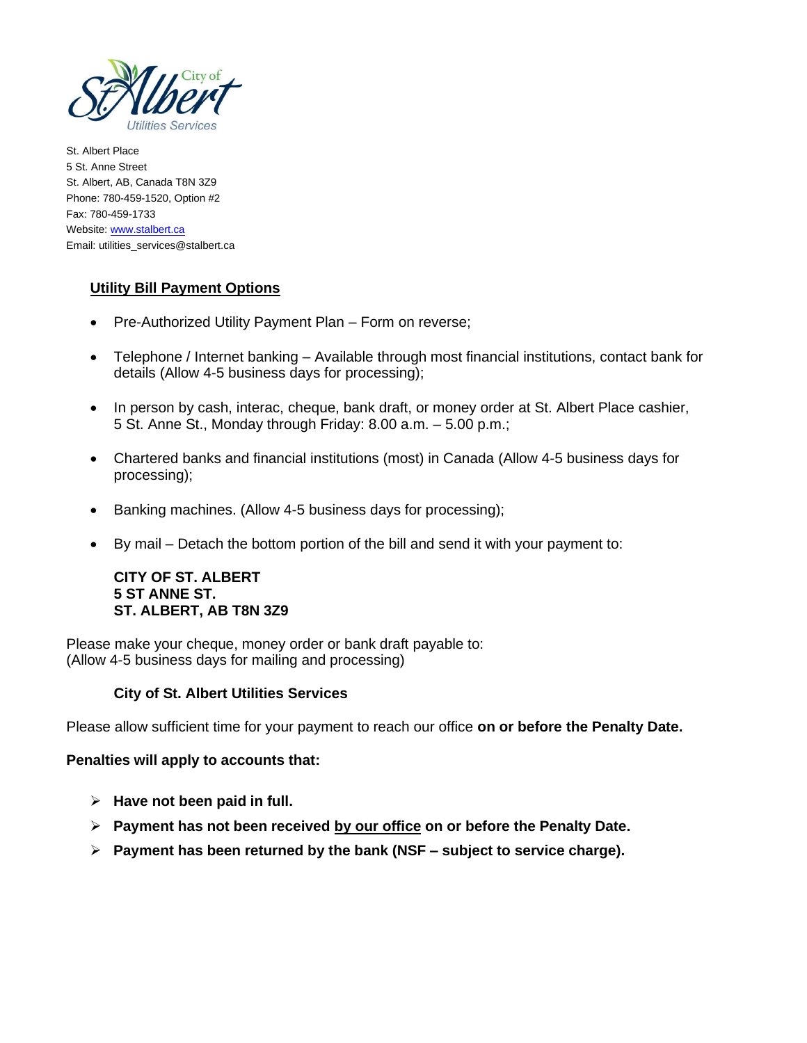City of St. Albert
Utilities Services

St. Albert Place
5 St. Anne Street
St. Albert, AB, Canada T8N 3Z9
Phone: 780-459-1520, Option #2
Fax: 780-459-1733
Website: www.stalbert.ca
Email: utilities_services@stalbert.ca

## Utility Bill Payment Options

- Pre-Authorized Utility Payment Plan – Form on reverse;
- Telephone / Internet banking – Available through most financial institutions, contact bank for details (Allow 4-5 business days for processing);
- In person by cash, interac, cheque, bank draft, or money order at St. Albert Place cashier, 5 St. Anne St., Monday through Friday: 8.00 a.m. – 5.00 p.m.;
- Chartered banks and financial institutions (most) in Canada (Allow 4-5 business days for processing);
- Banking machines. (Allow 4-5 business days for processing);
- By mail – Detach the bottom portion of the bill and send it with your payment to:

  **CITY OF ST. ALBERT**
  **5 ST ANNE ST.**
  **ST. ALBERT, AB T8N 3Z9**

Please make your cheque, money order or bank draft payable to:
(Allow 4-5 business days for mailing and processing)

**City of St. Albert Utilities Services**

Please allow sufficient time for your payment to reach our office **on or before the Penalty Date.**

**Penalties will apply to accounts that:**

- **Have not been paid in full.**
- **Payment has not been received by our office on or before the Penalty Date.**
- **Payment has been returned by the bank (NSF – subject to service charge).**